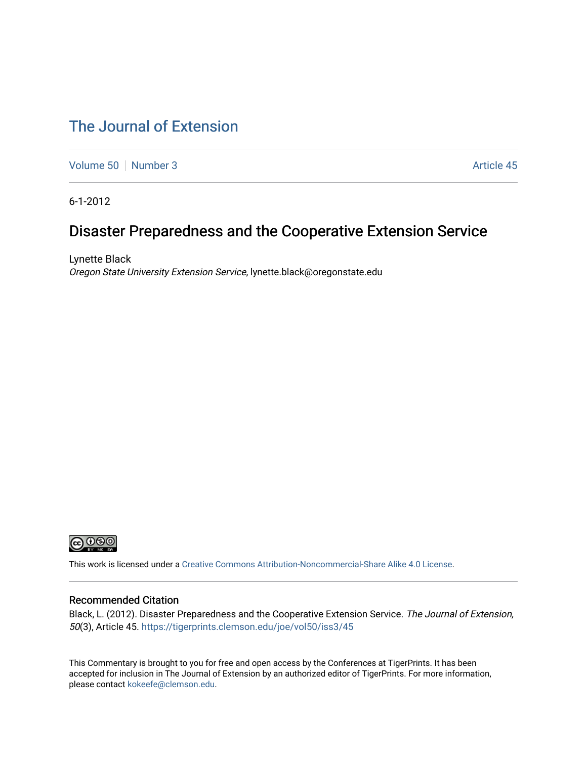# The Journal of Extension

Volume 50 | Number 3 | Article 45

6-1-2012

## Disaster Preparedness and the Cooperative Extension Service

Lynette Black
*Oregon State University Extension Service*, lynette.black@oregonstate.edu

This work is licensed under a Creative Commons Attribution-Noncommercial-Share Alike 4.0 License.

### Recommended Citation

Black, L. (2012). Disaster Preparedness and the Cooperative Extension Service. *The Journal of Extension, 50*(3), Article 45. https://tigerprints.clemson.edu/joe/vol50/iss3/45

This Commentary is brought to you for free and open access by the Conferences at TigerPrints. It has been accepted for inclusion in The Journal of Extension by an authorized editor of TigerPrints. For more information, please contact kokeefe@clemson.edu.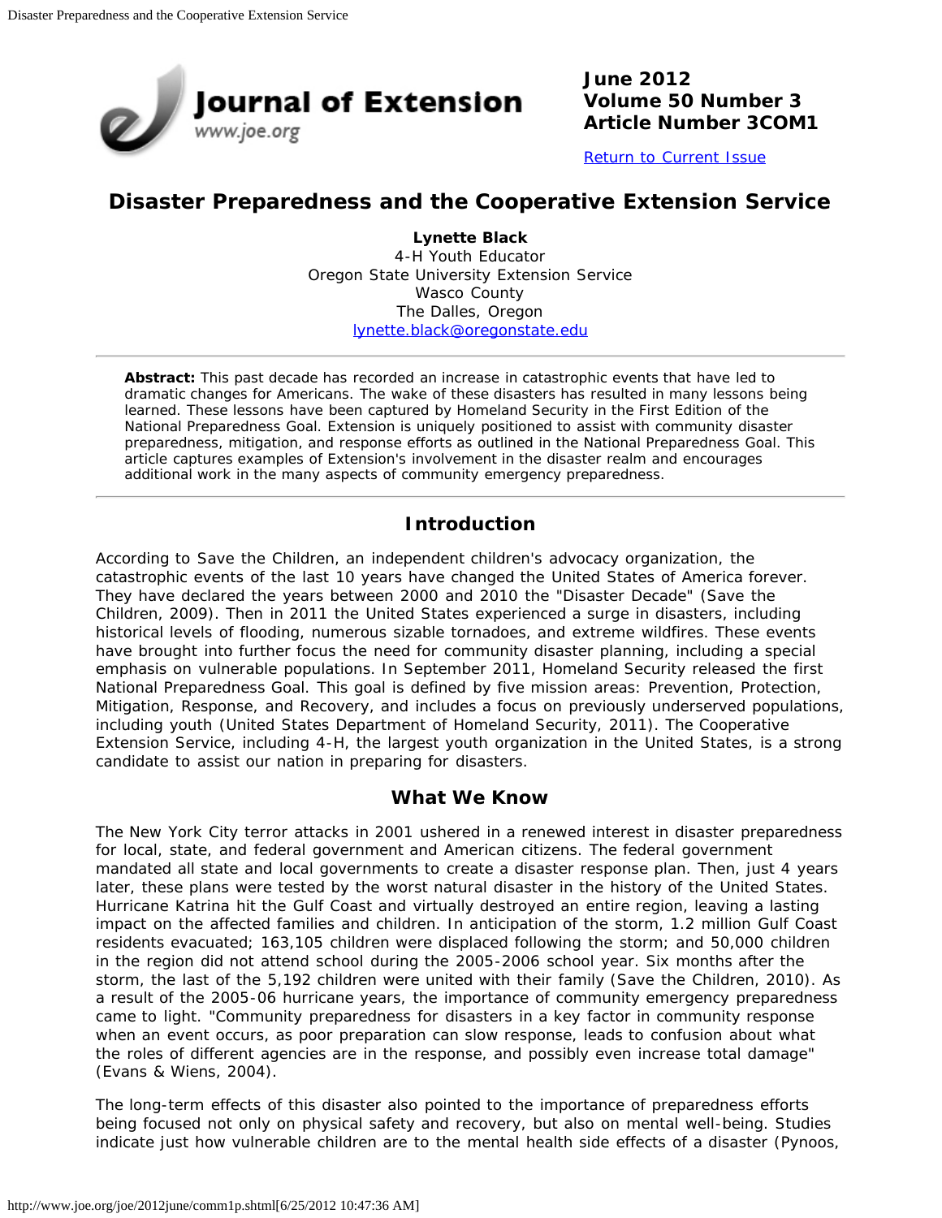# Disaster Preparedness and the Cooperative Extension Service

**Lynette Black**
4-H Youth Educator
Oregon State University Extension Service
Wasco County
The Dalles, Oregon
lynette.black@oregonstate.edu

**Abstract:** This past decade has recorded an increase in catastrophic events that have led to dramatic changes for Americans. The wake of these disasters has resulted in many lessons being learned. These lessons have been captured by Homeland Security in the First Edition of the National Preparedness Goal. Extension is uniquely positioned to assist with community disaster preparedness, mitigation, and response efforts as outlined in the National Preparedness Goal. This article captures examples of Extension's involvement in the disaster realm and encourages additional work in the many aspects of community emergency preparedness.

## Introduction

According to Save the Children, an independent children's advocacy organization, the catastrophic events of the last 10 years have changed the United States of America forever. They have declared the years between 2000 and 2010 the "Disaster Decade" (Save the Children, 2009). Then in 2011 the United States experienced a surge in disasters, including historical levels of flooding, numerous sizable tornadoes, and extreme wildfires. These events have brought into further focus the need for community disaster planning, including a special emphasis on vulnerable populations. In September 2011, Homeland Security released the first National Preparedness Goal. This goal is defined by five mission areas: Prevention, Protection, Mitigation, Response, and Recovery, and includes a focus on previously underserved populations, including youth (United States Department of Homeland Security, 2011). The Cooperative Extension Service, including 4-H, the largest youth organization in the United States, is a strong candidate to assist our nation in preparing for disasters.

## What We Know

The New York City terror attacks in 2001 ushered in a renewed interest in disaster preparedness for local, state, and federal government and American citizens. The federal government mandated all state and local governments to create a disaster response plan. Then, just 4 years later, these plans were tested by the worst natural disaster in the history of the United States. Hurricane Katrina hit the Gulf Coast and virtually destroyed an entire region, leaving a lasting impact on the affected families and children. In anticipation of the storm, 1.2 million Gulf Coast residents evacuated; 163,105 children were displaced following the storm; and 50,000 children in the region did not attend school during the 2005-2006 school year. Six months after the storm, the last of the 5,192 children were united with their family (Save the Children, 2010). As a result of the 2005-06 hurricane years, the importance of community emergency preparedness came to light. "Community preparedness for disasters in a key factor in community response when an event occurs, as poor preparation can slow response, leads to confusion about what the roles of different agencies are in the response, and possibly even increase total damage" (Evans & Wiens, 2004).

The long-term effects of this disaster also pointed to the importance of preparedness efforts being focused not only on physical safety and recovery, but also on mental well-being. Studies indicate just how vulnerable children are to the mental health side effects of a disaster (Pynoos,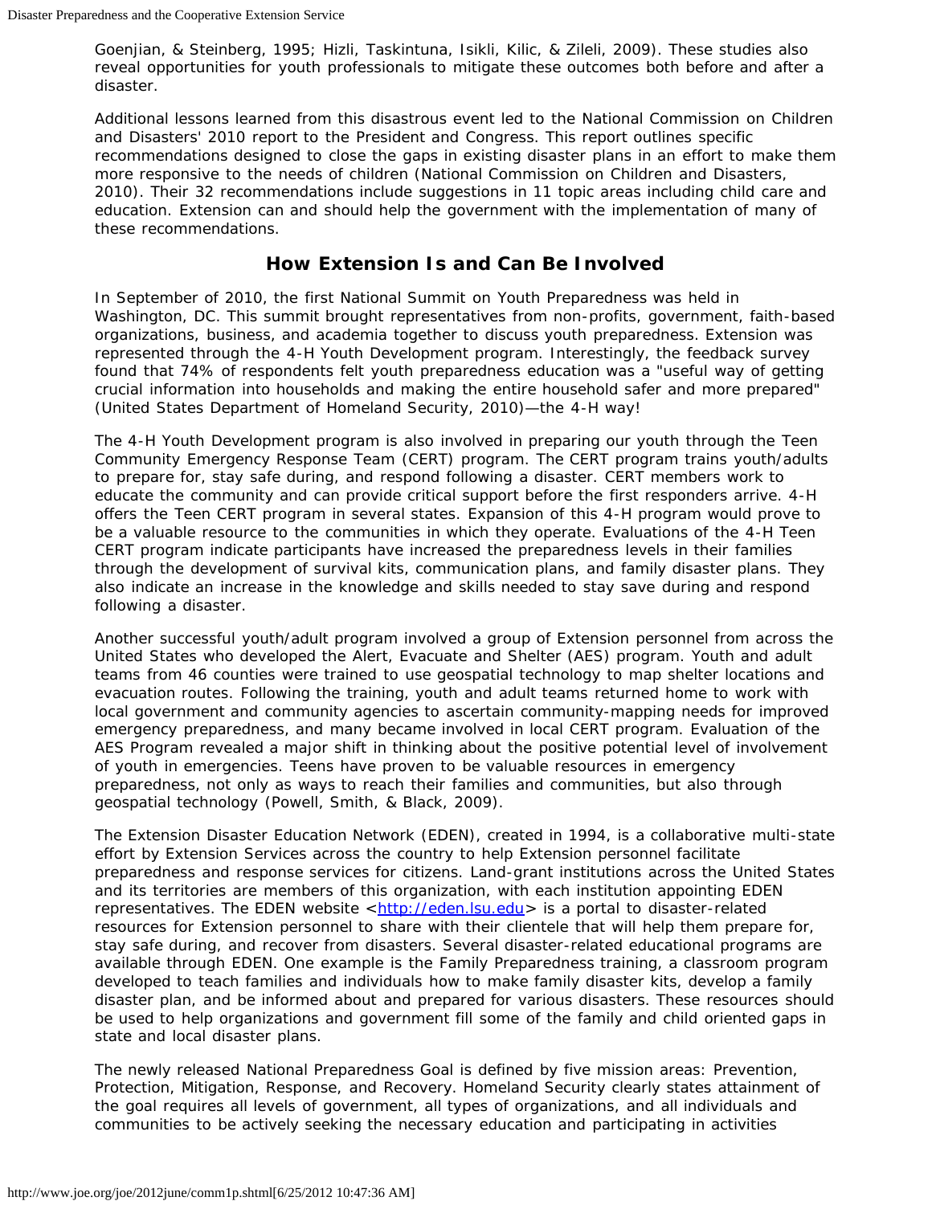Goenjian, & Steinberg, 1995; Hizli, Taskintuna, Isikli, Kilic, & Zileli, 2009). These studies also reveal opportunities for youth professionals to mitigate these outcomes both before and after a disaster.

Additional lessons learned from this disastrous event led to the National Commission on Children and Disasters' 2010 report to the President and Congress. This report outlines specific recommendations designed to close the gaps in existing disaster plans in an effort to make them more responsive to the needs of children (National Commission on Children and Disasters, 2010). Their 32 recommendations include suggestions in 11 topic areas including child care and education. Extension can and should help the government with the implementation of many of these recommendations.

## How Extension Is and Can Be Involved

In September of 2010, the first National Summit on Youth Preparedness was held in Washington, DC. This summit brought representatives from non-profits, government, faith-based organizations, business, and academia together to discuss youth preparedness. Extension was represented through the 4-H Youth Development program. Interestingly, the feedback survey found that 74% of respondents felt youth preparedness education was a "useful way of getting crucial information into households and making the entire household safer and more prepared" (United States Department of Homeland Security, 2010)—the 4-H way!

The 4-H Youth Development program is also involved in preparing our youth through the Teen Community Emergency Response Team (CERT) program. The CERT program trains youth/adults to prepare for, stay safe during, and respond following a disaster. CERT members work to educate the community and can provide critical support before the first responders arrive. 4-H offers the Teen CERT program in several states. Expansion of this 4-H program would prove to be a valuable resource to the communities in which they operate. Evaluations of the 4-H Teen CERT program indicate participants have increased the preparedness levels in their families through the development of survival kits, communication plans, and family disaster plans. They also indicate an increase in the knowledge and skills needed to stay save during and respond following a disaster.

Another successful youth/adult program involved a group of Extension personnel from across the United States who developed the Alert, Evacuate and Shelter (AES) program. Youth and adult teams from 46 counties were trained to use geospatial technology to map shelter locations and evacuation routes. Following the training, youth and adult teams returned home to work with local government and community agencies to ascertain community-mapping needs for improved emergency preparedness, and many became involved in local CERT program. Evaluation of the AES Program revealed a major shift in thinking about the positive potential level of involvement of youth in emergencies. Teens have proven to be valuable resources in emergency preparedness, not only as ways to reach their families and communities, but also through geospatial technology (Powell, Smith, & Black, 2009).

The Extension Disaster Education Network (EDEN), created in 1994, is a collaborative multi-state effort by Extension Services across the country to help Extension personnel facilitate preparedness and response services for citizens. Land-grant institutions across the United States and its territories are members of this organization, with each institution appointing EDEN representatives. The EDEN website <http://eden.lsu.edu> is a portal to disaster-related resources for Extension personnel to share with their clientele that will help them prepare for, stay safe during, and recover from disasters. Several disaster-related educational programs are available through EDEN. One example is the Family Preparedness training, a classroom program developed to teach families and individuals how to make family disaster kits, develop a family disaster plan, and be informed about and prepared for various disasters. These resources should be used to help organizations and government fill some of the family and child oriented gaps in state and local disaster plans.

The newly released National Preparedness Goal is defined by five mission areas: Prevention, Protection, Mitigation, Response, and Recovery. Homeland Security clearly states attainment of the goal requires all levels of government, all types of organizations, and all individuals and communities to be actively seeking the necessary education and participating in activities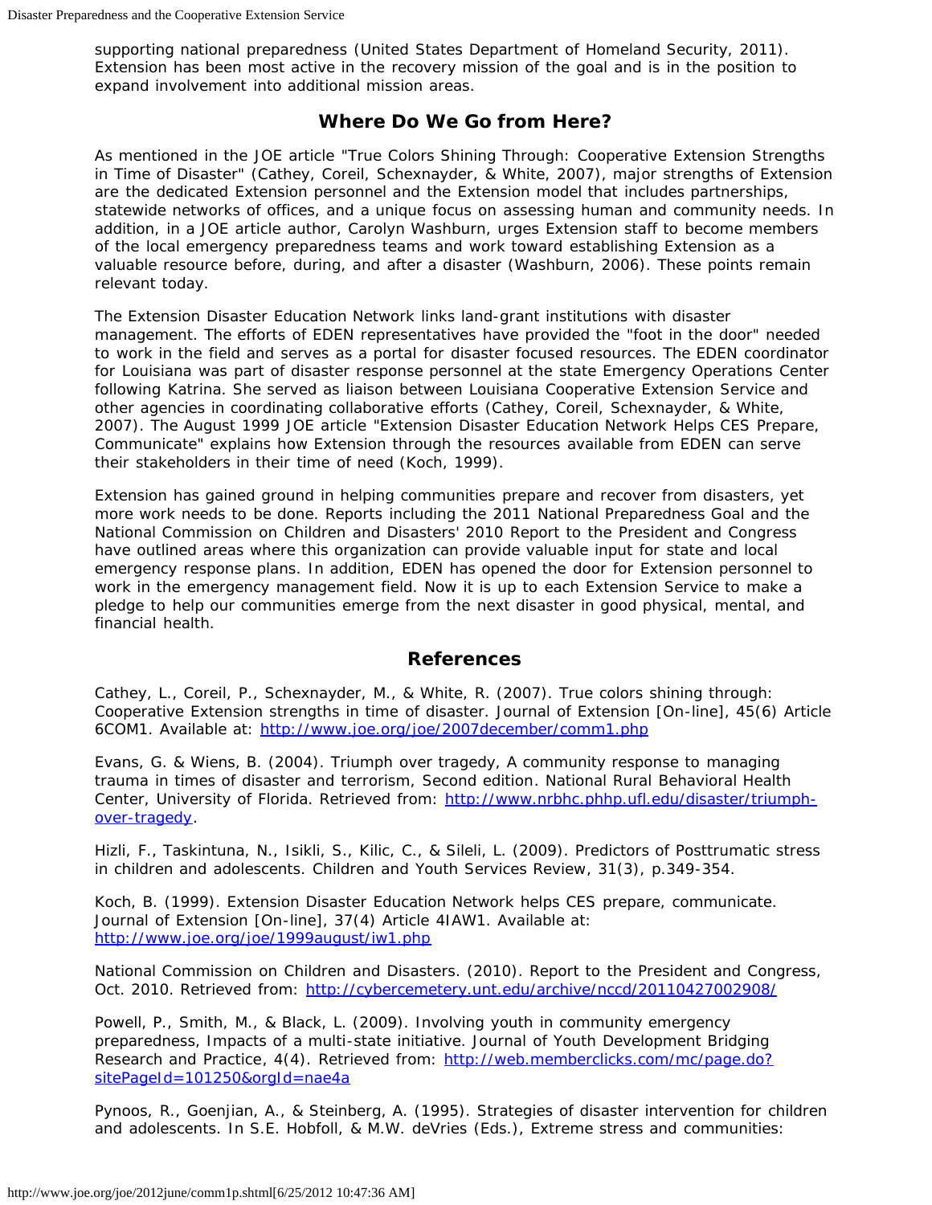supporting national preparedness (United States Department of Homeland Security, 2011). Extension has been most active in the recovery mission of the goal and is in the position to expand involvement into additional mission areas.

## Where Do We Go from Here?

As mentioned in the JOE article "True Colors Shining Through: Cooperative Extension Strengths in Time of Disaster" (Cathey, Coreil, Schexnayder, & White, 2007), major strengths of Extension are the dedicated Extension personnel and the Extension model that includes partnerships, statewide networks of offices, and a unique focus on assessing human and community needs. In addition, in a JOE article author, Carolyn Washburn, urges Extension staff to become members of the local emergency preparedness teams and work toward establishing Extension as a valuable resource before, during, and after a disaster (Washburn, 2006). These points remain relevant today.

The Extension Disaster Education Network links land-grant institutions with disaster management. The efforts of EDEN representatives have provided the "foot in the door" needed to work in the field and serves as a portal for disaster focused resources. The EDEN coordinator for Louisiana was part of disaster response personnel at the state Emergency Operations Center following Katrina. She served as liaison between Louisiana Cooperative Extension Service and other agencies in coordinating collaborative efforts (Cathey, Coreil, Schexnayder, & White, 2007). The August 1999 JOE article "Extension Disaster Education Network Helps CES Prepare, Communicate" explains how Extension through the resources available from EDEN can serve their stakeholders in their time of need (Koch, 1999).

Extension has gained ground in helping communities prepare and recover from disasters, yet more work needs to be done. Reports including the 2011 National Preparedness Goal and the National Commission on Children and Disasters' 2010 Report to the President and Congress have outlined areas where this organization can provide valuable input for state and local emergency response plans. In addition, EDEN has opened the door for Extension personnel to work in the emergency management field. Now it is up to each Extension Service to make a pledge to help our communities emerge from the next disaster in good physical, mental, and financial health.

## References

Cathey, L., Coreil, P., Schexnayder, M., & White, R. (2007). True colors shining through: Cooperative Extension strengths in time of disaster. Journal of Extension [On-line], 45(6) Article 6COM1. Available at: http://www.joe.org/joe/2007december/comm1.php

Evans, G. & Wiens, B. (2004). Triumph over tragedy, A community response to managing trauma in times of disaster and terrorism, Second edition. National Rural Behavioral Health Center, University of Florida. Retrieved from: http://www.nrbhc.phhp.ufl.edu/disaster/triumph-over-tragedy.

Hizli, F., Taskintuna, N., Isikli, S., Kilic, C., & Sileli, L. (2009). Predictors of Posttrumatic stress in children and adolescents. Children and Youth Services Review, 31(3), p.349-354.

Koch, B. (1999). Extension Disaster Education Network helps CES prepare, communicate. Journal of Extension [On-line], 37(4) Article 4IAW1. Available at: http://www.joe.org/joe/1999august/iw1.php

National Commission on Children and Disasters. (2010). Report to the President and Congress, Oct. 2010. Retrieved from: http://cybercemetery.unt.edu/archive/nccd/20110427002908/

Powell, P., Smith, M., & Black, L. (2009). Involving youth in community emergency preparedness, Impacts of a multi-state initiative. Journal of Youth Development Bridging Research and Practice, 4(4). Retrieved from: http://web.memberclicks.com/mc/page.do?sitePageId=101250&orgId=nae4a

Pynoos, R., Goenjian, A., & Steinberg, A. (1995). Strategies of disaster intervention for children and adolescents. In S.E. Hobfoll, & M.W. deVries (Eds.), Extreme stress and communities: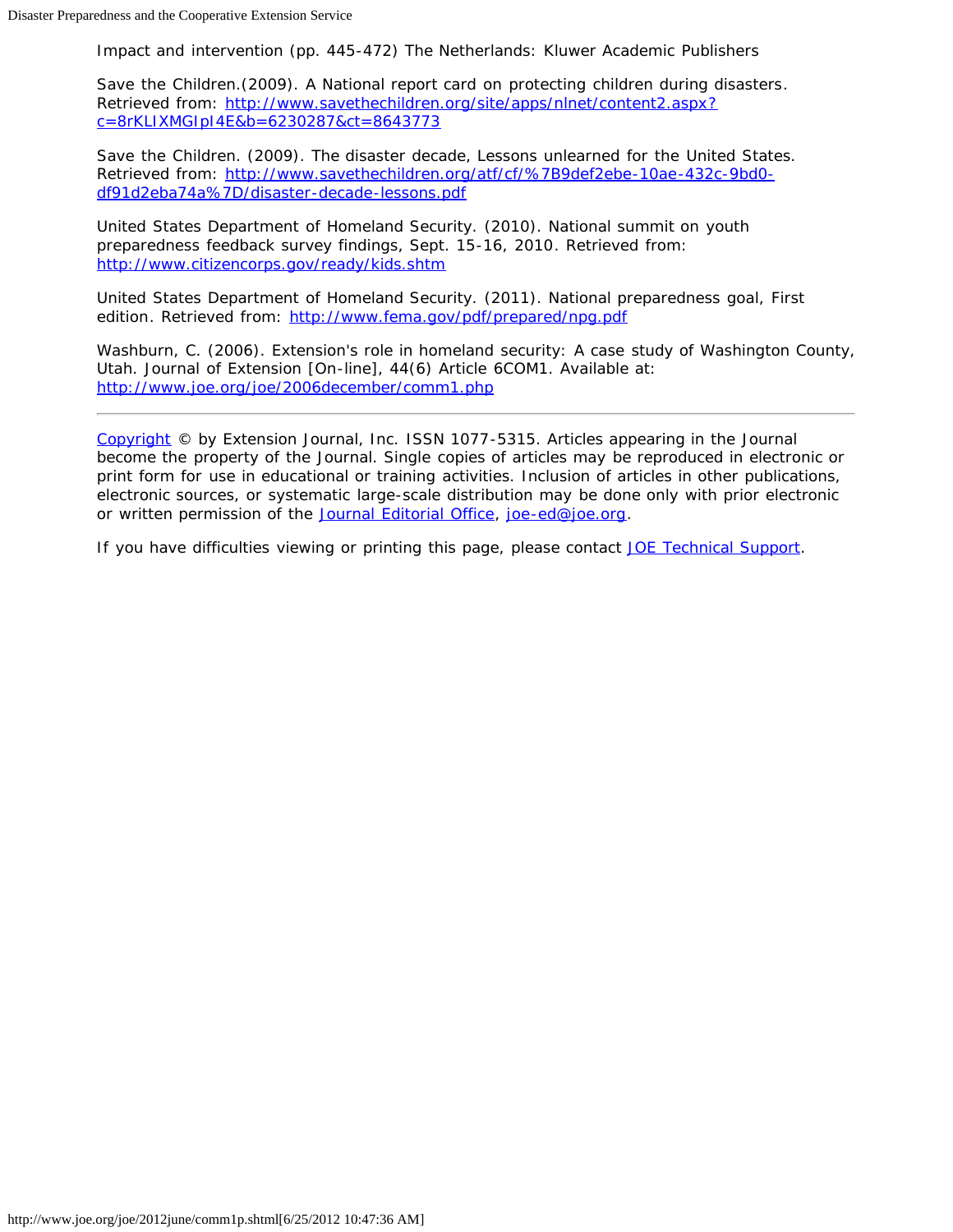Impact and intervention (pp. 445-472) The Netherlands: Kluwer Academic Publishers

Save the Children.(2009). A National report card on protecting children during disasters. Retrieved from: http://www.savethechildren.org/site/apps/nlnet/content2.aspx?c=8rKLIXMGIpI4E&b=6230287&ct=8643773

Save the Children. (2009). The disaster decade, Lessons unlearned for the United States. Retrieved from: http://www.savethechildren.org/atf/cf/%7B9def2ebe-10ae-432c-9bd0-df91d2eba74a%7D/disaster-decade-lessons.pdf

United States Department of Homeland Security. (2010). National summit on youth preparedness feedback survey findings, Sept. 15-16, 2010. Retrieved from: http://www.citizencorps.gov/ready/kids.shtm

United States Department of Homeland Security. (2011). National preparedness goal, First edition. Retrieved from: http://www.fema.gov/pdf/prepared/npg.pdf

Washburn, C. (2006). Extension's role in homeland security: A case study of Washington County, Utah. Journal of Extension [On-line], 44(6) Article 6COM1. Available at: http://www.joe.org/joe/2006december/comm1.php

---

Copyright © by Extension Journal, Inc. ISSN 1077-5315. Articles appearing in the Journal become the property of the Journal. Single copies of articles may be reproduced in electronic or print form for use in educational or training activities. Inclusion of articles in other publications, electronic sources, or systematic large-scale distribution may be done only with prior electronic or written permission of the Journal Editorial Office, joe-ed@joe.org.

If you have difficulties viewing or printing this page, please contact JOE Technical Support.